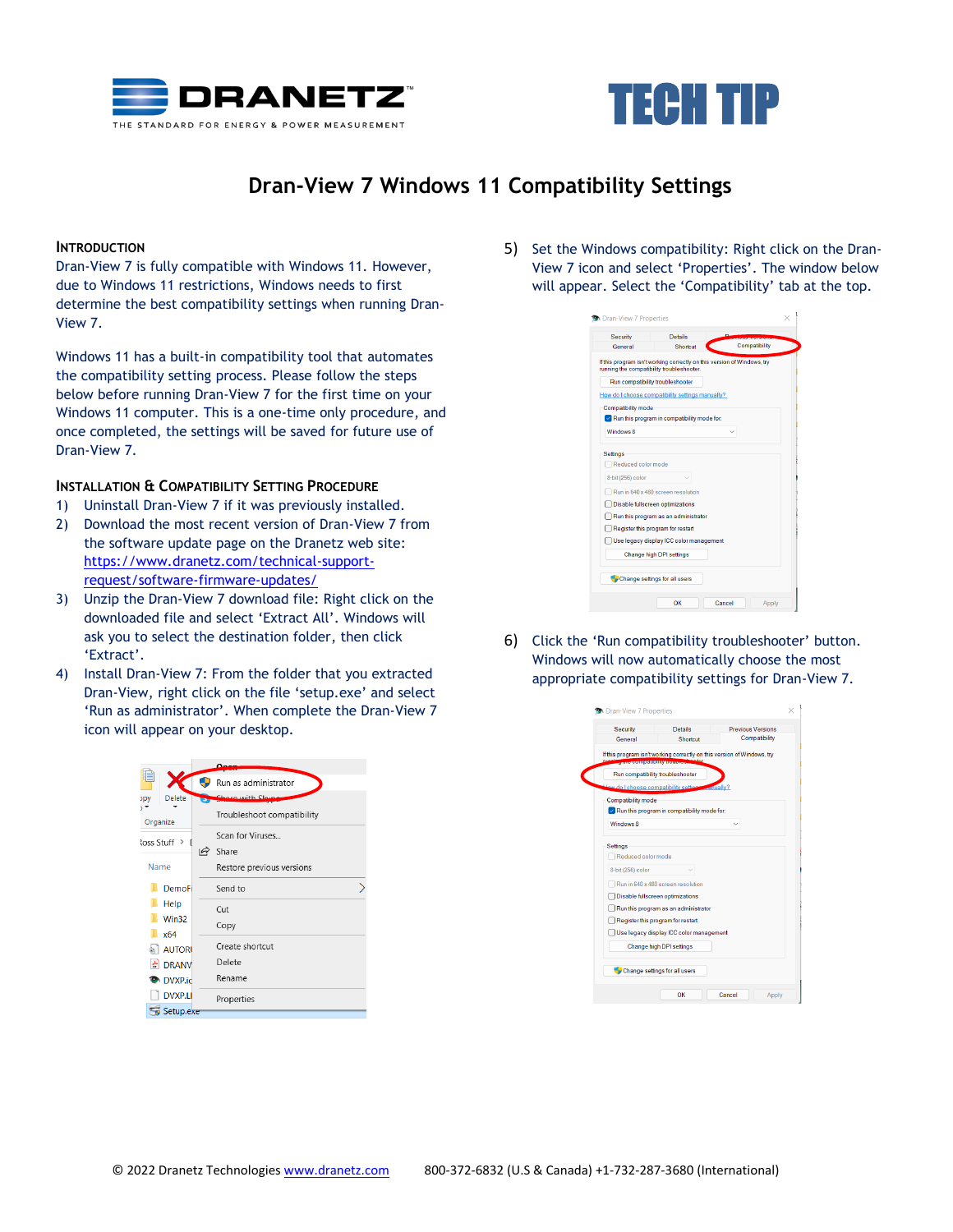DRANETZ™

THE STANDARD FOR ENERGY & POWER MEASUREMENT

TECH TIP

# Dran-View 7 Windows 11 Compatibility Settings

## INTRODUCTION

Dran-View 7 is fully compatible with Windows 11. However, due to Windows 11 restrictions, Windows needs to first determine the best compatibility settings when running Dran-View 7.

Windows 11 has a built-in compatibility tool that automates the compatibility setting process. Please follow the steps below before running Dran-View 7 for the first time on your Windows 11 computer. This is a one-time only procedure, and once completed, the settings will be saved for future use of Dran-View 7.

## INSTALLATION & COMPATIBILITY SETTING PROCEDURE

1) Uninstall Dran-View 7 if it was previously installed.
2) Download the most recent version of Dran-View 7 from the software update page on the Dranetz web site: https://www.dranetz.com/technical-support-request/software-firmware-updates/
3) Unzip the Dran-View 7 download file: Right click on the downloaded file and select 'Extract All'. Windows will ask you to select the destination folder, then click 'Extract'.
4) Install Dran-View 7: From the folder that you extracted Dran-View, right click on the file 'setup.exe' and select 'Run as administrator'. When complete the Dran-View 7 icon will appear on your desktop.
5) Set the Windows compatibility: Right click on the Dran-View 7 icon and select 'Properties'. The window below will appear. Select the 'Compatibility' tab at the top.
6) Click the 'Run compatibility troubleshooter' button. Windows will now automatically choose the most appropriate compatibility settings for Dran-View 7.

© 2022 Dranetz Technologies www.dranetz.com 800-372-6832 (U.S & Canada) +1-732-287-3680 (International)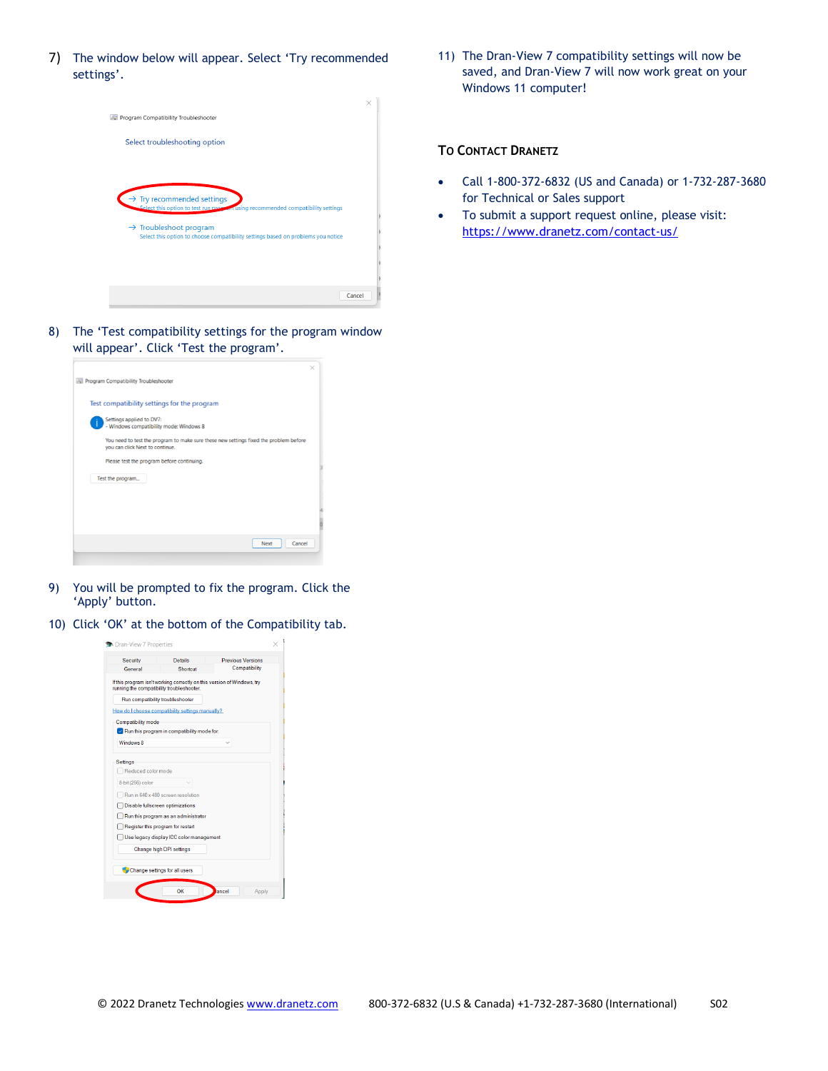7) The window below will appear. Select ‘Try recommended settings’.

8) The ‘Test compatibility settings for the program window will appear’. Click ‘Test the program’.

9) You will be prompted to fix the program. Click the ‘Apply’ button.

10) Click ‘OK’ at the bottom of the Compatibility tab.

11) The Dran-View 7 compatibility settings will now be saved, and Dran-View 7 will now work great on your Windows 11 computer!

## To Contact Dranetz

- Call 1-800-372-6832 (US and Canada) or 1-732-287-3680 for Technical or Sales support
- To submit a support request online, please visit: https://www.dranetz.com/contact-us/

© 2022 Dranetz Technologies www.dranetz.com 800-372-6832 (U.S & Canada) +1-732-287-3680 (International) S02